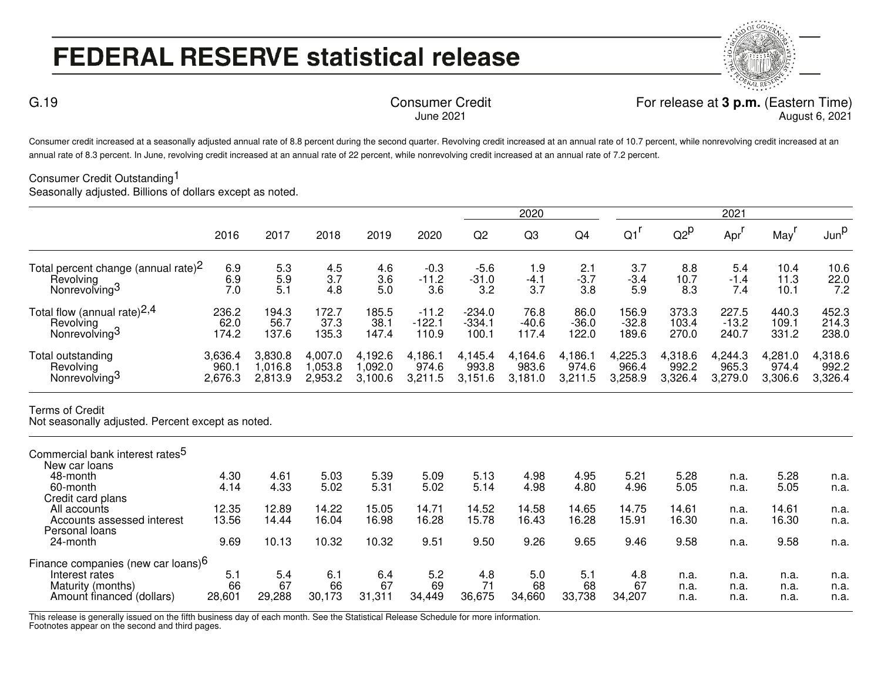# FEDERAL RESERVE statistical release

G.19

Consumer Credit
June 2021

For release at **3 p.m.** (Eastern Time)
August 6, 2021

Consumer credit increased at a seasonally adjusted annual rate of 8.8 percent during the second quarter. Revolving credit increased at an annual rate of 10.7 percent, while nonrevolving credit increased at an annual rate of 8.3 percent. In June, revolving credit increased at an annual rate of 22 percent, while nonrevolving credit increased at an annual rate of 7.2 percent.

Consumer Credit Outstanding[1]
Seasonally adjusted. Billions of dollars except as noted.

| | 2016 | 2017 | 2018 | 2019 | 2020 | 2020 | | | 2021 | | | | |
|---|---|---|---|---|---|---|---|---|---|---|---|---|---|
| | | | | | | Q2 | Q3 | Q4 | Q1[r] | Q2[p] | Apr[r] | May[r] | Jun[p] |
| Total percent change (annual rate)[2] | 6.9 | 5.3 | 4.5 | 4.6 | -0.3 | -5.6 | 1.9 | 2.1 | 3.7 | 8.8 | 5.4 | 10.4 | 10.6 |
| Revolving | 6.9 | 5.9 | 3.7 | 3.6 | -11.2 | -31.0 | -4.1 | -3.7 | -3.4 | 10.7 | -1.4 | 11.3 | 22.0 |
| Nonrevolving[3] | 7.0 | 5.1 | 4.8 | 5.0 | 3.6 | 3.2 | 3.7 | 3.8 | 5.9 | 8.3 | 7.4 | 10.1 | 7.2 |
| Total flow (annual rate)[2,4] | 236.2 | 194.3 | 172.7 | 185.5 | -11.2 | -234.0 | 76.8 | 86.0 | 156.9 | 373.3 | 227.5 | 440.3 | 452.3 |
| Revolving | 62.0 | 56.7 | 37.3 | 38.1 | -122.1 | -334.1 | -40.6 | -36.0 | -32.8 | 103.4 | -13.2 | 109.1 | 214.3 |
| Nonrevolving[3] | 174.2 | 137.6 | 135.3 | 147.4 | 110.9 | 100.1 | 117.4 | 122.0 | 189.6 | 270.0 | 240.7 | 331.2 | 238.0 |
| Total outstanding | 3,636.4 | 3,830.8 | 4,007.0 | 4,192.6 | 4,186.1 | 4,145.4 | 4,164.6 | 4,186.1 | 4,225.3 | 4,318.6 | 4,244.3 | 4,281.0 | 4,318.6 |
| Revolving | 960.1 | 1,016.8 | 1,053.8 | 1,092.0 | 974.6 | 993.8 | 983.6 | 974.6 | 966.4 | 992.2 | 965.3 | 974.4 | 992.2 |
| Nonrevolving[3] | 2,676.3 | 2,813.9 | 2,953.2 | 3,100.6 | 3,211.5 | 3,151.6 | 3,181.0 | 3,211.5 | 3,258.9 | 3,326.4 | 3,279.0 | 3,306.6 | 3,326.4 |

Terms of Credit
Not seasonally adjusted. Percent except as noted.

| | 2016 | 2017 | 2018 | 2019 | 2020 | 2020 | | | 2021 | | | | |
|---|---|---|---|---|---|---|---|---|---|---|---|---|---|
| | | | | | | Q2 | Q3 | Q4 | Q1[r] | Q2[p] | Apr[r] | May[r] | Jun[p] |
| Commercial bank interest rates[5] | | | | | | | | | | | | | |
| New car loans | | | | | | | | | | | | | |
| 48-month | 4.30 | 4.61 | 5.03 | 5.39 | 5.09 | 5.13 | 4.98 | 4.95 | 5.21 | 5.28 | n.a. | 5.28 | n.a. |
| 60-month | 4.14 | 4.33 | 5.02 | 5.31 | 5.02 | 5.14 | 4.98 | 4.80 | 4.96 | 5.05 | n.a. | 5.05 | n.a. |
| Credit card plans | | | | | | | | | | | | | |
| All accounts | 12.35 | 12.89 | 14.22 | 15.05 | 14.71 | 14.52 | 14.58 | 14.65 | 14.75 | 14.61 | n.a. | 14.61 | n.a. |
| Accounts assessed interest | 13.56 | 14.44 | 16.04 | 16.98 | 16.28 | 15.78 | 16.43 | 16.28 | 15.91 | 16.30 | n.a. | 16.30 | n.a. |
| Personal loans | | | | | | | | | | | | | |
| 24-month | 9.69 | 10.13 | 10.32 | 10.32 | 9.51 | 9.50 | 9.26 | 9.65 | 9.46 | 9.58 | n.a. | 9.58 | n.a. |
| Finance companies (new car loans)[6] | | | | | | | | | | | | | |
| Interest rates | 5.1 | 5.4 | 6.1 | 6.4 | 5.2 | 4.8 | 5.0 | 5.1 | 4.8 | n.a. | n.a. | n.a. | n.a. |
| Maturity (months) | 66 | 67 | 66 | 67 | 69 | 71 | 68 | 68 | 67 | n.a. | n.a. | n.a. | n.a. |
| Amount financed (dollars) | 28,601 | 29,288 | 30,173 | 31,311 | 34,449 | 36,675 | 34,660 | 33,738 | 34,207 | n.a. | n.a. | n.a. | n.a. |

This release is generally issued on the fifth business day of each month. See the Statistical Release Schedule for more information.
Footnotes appear on the second and third pages.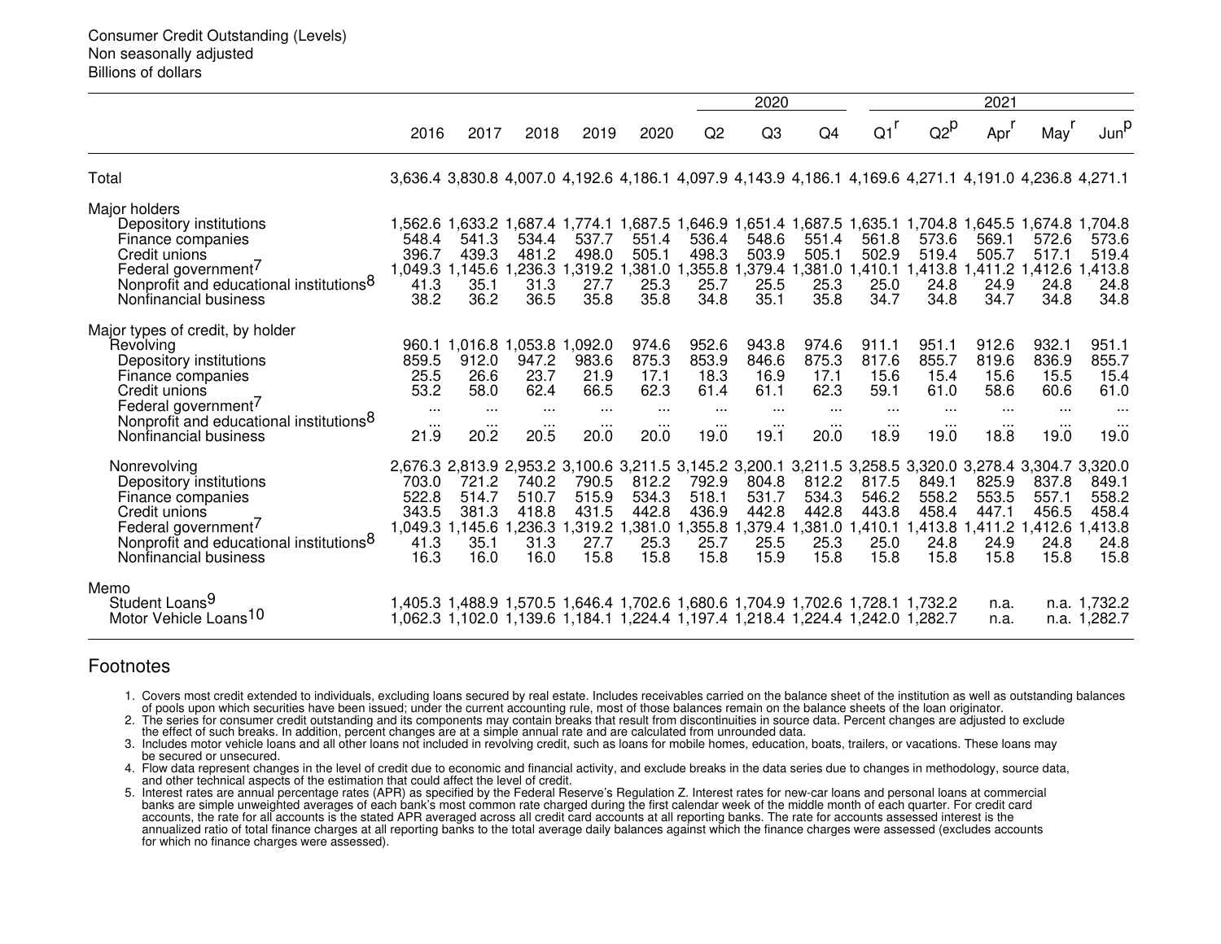Consumer Credit Outstanding (Levels)
Non seasonally adjusted
Billions of dollars

| | 2016 | 2017 | 2018 | 2019 | 2020 | 2020 Q2 | 2020 Q3 | 2020 Q4 | 2021 Q1[r] | 2021 Q2[p] | 2021 Apr[r] | 2021 May[r] | 2021 Jun[p] |
|---|---|---|---|---|---|---|---|---|---|---|---|---|---|
| Total | 3,636.4 | 3,830.8 | 4,007.0 | 4,192.6 | 4,186.1 | 4,097.9 | 4,143.9 | 4,186.1 | 4,169.6 | 4,271.1 | 4,191.0 | 4,236.8 | 4,271.1 |
| **Major holders** | | | | | | | | | | | | | |
| Depository institutions | 1,562.6 | 1,633.2 | 1,687.4 | 1,774.1 | 1,687.5 | 1,646.9 | 1,651.4 | 1,687.5 | 1,635.1 | 1,704.8 | 1,645.5 | 1,674.8 | 1,704.8 |
| Finance companies | 548.4 | 541.3 | 534.4 | 537.7 | 551.4 | 536.4 | 548.6 | 551.4 | 561.8 | 573.6 | 569.1 | 572.6 | 573.6 |
| Credit unions | 396.7 | 439.3 | 481.2 | 498.0 | 505.1 | 498.3 | 503.9 | 505.1 | 502.9 | 519.4 | 505.7 | 517.1 | 519.4 |
| Federal government[7] | 1,049.3 | 1,145.6 | 1,236.3 | 1,319.2 | 1,381.0 | 1,355.8 | 1,379.4 | 1,381.0 | 1,410.1 | 1,413.8 | 1,411.2 | 1,412.6 | 1,413.8 |
| Nonprofit and educational institutions[8] | 41.3 | 35.1 | 31.3 | 27.7 | 25.3 | 25.7 | 25.5 | 25.3 | 25.0 | 24.8 | 24.9 | 24.8 | 24.8 |
| Nonfinancial business | 38.2 | 36.2 | 36.5 | 35.8 | 35.8 | 34.8 | 35.1 | 35.8 | 34.7 | 34.8 | 34.7 | 34.8 | 34.8 |
| **Major types of credit, by holder** | | | | | | | | | | | | | |
| Revolving | 960.1 | 1,016.8 | 1,053.8 | 1,092.0 | 974.6 | 952.6 | 943.8 | 974.6 | 911.1 | 951.1 | 912.6 | 932.1 | 951.1 |
| Depository institutions | 859.5 | 912.0 | 947.2 | 983.6 | 875.3 | 853.9 | 846.6 | 875.3 | 817.6 | 855.7 | 819.6 | 836.9 | 855.7 |
| Finance companies | 25.5 | 26.6 | 23.7 | 21.9 | 17.1 | 18.3 | 16.9 | 17.1 | 15.6 | 15.4 | 15.6 | 15.5 | 15.4 |
| Credit unions | 53.2 | 58.0 | 62.4 | 66.5 | 62.3 | 61.4 | 61.1 | 62.3 | 59.1 | 61.0 | 58.6 | 60.6 | 61.0 |
| Federal government[7] | ... | ... | ... | ... | ... | ... | ... | ... | ... | ... | ... | ... | ... |
| Nonprofit and educational institutions[8] | ... | ... | ... | ... | ... | ... | ... | ... | ... | ... | ... | ... | ... |
| Nonfinancial business | 21.9 | 20.2 | 20.5 | 20.0 | 20.0 | 19.0 | 19.1 | 20.0 | 18.9 | 19.0 | 18.8 | 19.0 | 19.0 |
| Nonrevolving | 2,676.3 | 2,813.9 | 2,953.2 | 3,100.6 | 3,211.5 | 3,145.2 | 3,200.1 | 3,211.5 | 3,258.5 | 3,320.0 | 3,278.4 | 3,304.7 | 3,320.0 |
| Depository institutions | 703.0 | 721.2 | 740.2 | 790.5 | 812.2 | 792.9 | 804.8 | 812.2 | 817.5 | 849.1 | 825.9 | 837.8 | 849.1 |
| Finance companies | 522.8 | 514.7 | 510.7 | 515.9 | 534.3 | 518.1 | 531.7 | 534.3 | 546.2 | 558.2 | 553.5 | 557.1 | 558.2 |
| Credit unions | 343.5 | 381.3 | 418.8 | 431.5 | 442.8 | 436.9 | 442.8 | 442.8 | 443.8 | 458.4 | 447.1 | 456.5 | 458.4 |
| Federal government[7] | 1,049.3 | 1,145.6 | 1,236.3 | 1,319.2 | 1,381.0 | 1,355.8 | 1,379.4 | 1,381.0 | 1,410.1 | 1,413.8 | 1,411.2 | 1,412.6 | 1,413.8 |
| Nonprofit and educational institutions[8] | 41.3 | 35.1 | 31.3 | 27.7 | 25.3 | 25.7 | 25.5 | 25.3 | 25.0 | 24.8 | 24.9 | 24.8 | 24.8 |
| Nonfinancial business | 16.3 | 16.0 | 16.0 | 15.8 | 15.8 | 15.8 | 15.9 | 15.8 | 15.8 | 15.8 | 15.8 | 15.8 | 15.8 |
| **Memo** | | | | | | | | | | | | | |
| Student Loans[9] | 1,405.3 | 1,488.9 | 1,570.5 | 1,646.4 | 1,702.6 | 1,680.6 | 1,704.9 | 1,702.6 | 1,728.1 | 1,732.2 | n.a. | n.a. | 1,732.2 |
| Motor Vehicle Loans[10] | 1,062.3 | 1,102.0 | 1,139.6 | 1,184.1 | 1,224.4 | 1,197.4 | 1,218.4 | 1,224.4 | 1,242.0 | 1,282.7 | n.a. | n.a. | 1,282.7 |

## Footnotes

1. Covers most credit extended to individuals, excluding loans secured by real estate. Includes receivables carried on the balance sheet of the institution as well as outstanding balances of pools upon which securities have been issued; under the current accounting rule, most of those balances remain on the balance sheets of the loan originator.
2. The series for consumer credit outstanding and its components may contain breaks that result from discontinuities in source data. Percent changes are adjusted to exclude the effect of such breaks. In addition, percent changes are at a simple annual rate and are calculated from unrounded data.
3. Includes motor vehicle loans and all other loans not included in revolving credit, such as loans for mobile homes, education, boats, trailers, or vacations. These loans may be secured or unsecured.
4. Flow data represent changes in the level of credit due to economic and financial activity, and exclude breaks in the data series due to changes in methodology, source data, and other technical aspects of the estimation that could affect the level of credit.
5. Interest rates are annual percentage rates (APR) as specified by the Federal Reserve's Regulation Z. Interest rates for new-car loans and personal loans at commercial banks are simple unweighted averages of each bank's most common rate charged during the first calendar week of the middle month of each quarter. For credit card accounts, the rate for all accounts is the stated APR averaged across all credit card accounts at all reporting banks. The rate for accounts assessed interest is the annualized ratio of total finance charges at all reporting banks to the total average daily balances against which the finance charges were assessed (excludes accounts for which no finance charges were assessed).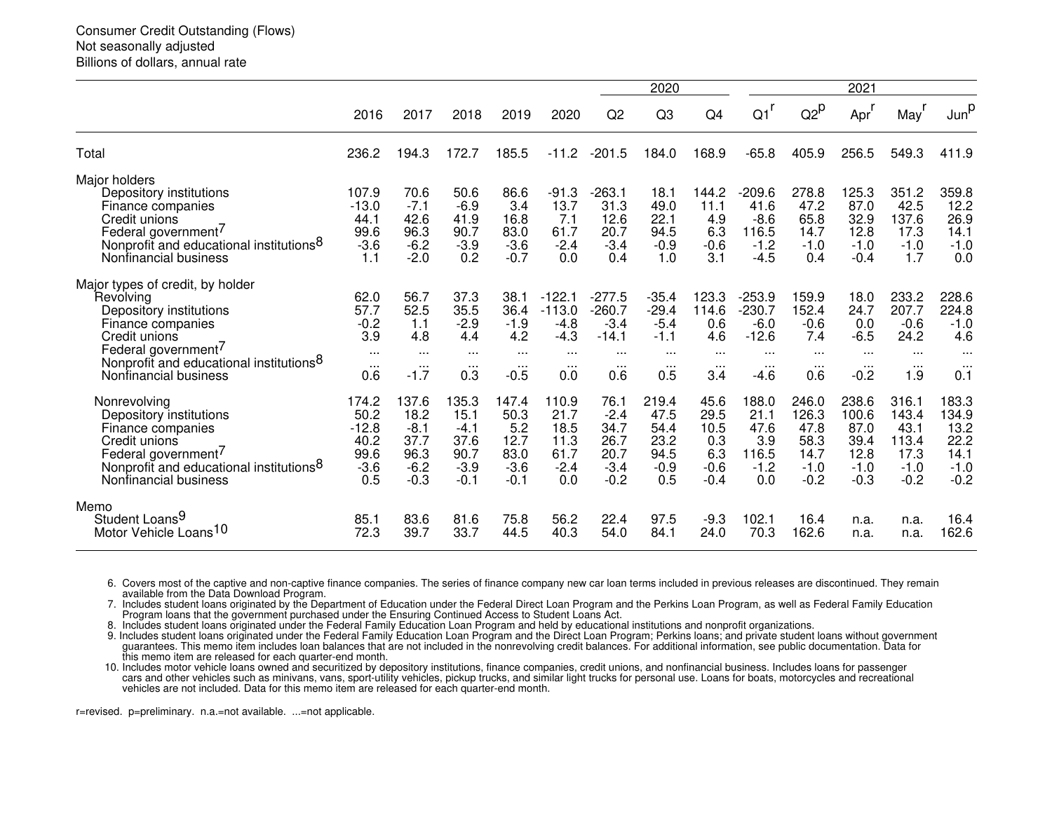Consumer Credit Outstanding (Flows)
Not seasonally adjusted
Billions of dollars, annual rate

| | 2016 | 2017 | 2018 | 2019 | 2020 | 2020 | | | 2021 | | | | |
|---|---|---|---|---|---|---|---|---|---|---|---|---|---|
| | | | | | | Q2 | Q3 | Q4 | Q1 r | Q2 p | Apr r | May r | Jun p |
| Total | 236.2 | 194.3 | 172.7 | 185.5 | -11.2 | -201.5 | 184.0 | 168.9 | -65.8 | 405.9 | 256.5 | 549.3 | 411.9 |
| Major holders | | | | | | | | | | | | | |
| Depository institutions | 107.9 | 70.6 | 50.6 | 86.6 | -91.3 | -263.1 | 18.1 | 144.2 | -209.6 | 278.8 | 125.3 | 351.2 | 359.8 |
| Finance companies | -13.0 | -7.1 | -6.9 | 3.4 | 13.7 | 31.3 | 49.0 | 11.1 | 41.6 | 47.2 | 87.0 | 42.5 | 12.2 |
| Credit unions | 44.1 | 42.6 | 41.9 | 16.8 | 7.1 | 12.6 | 22.1 | 4.9 | -8.6 | 65.8 | 32.9 | 137.6 | 26.9 |
| Federal government[7] | 99.6 | 96.3 | 90.7 | 83.0 | 61.7 | 20.7 | 94.5 | 6.3 | 116.5 | 14.7 | 12.8 | 17.3 | 14.1 |
| Nonprofit and educational institutions[8] | -3.6 | -6.2 | -3.9 | -3.6 | -2.4 | -3.4 | -0.9 | -0.6 | -1.2 | -1.0 | -1.0 | -1.0 | -1.0 |
| Nonfinancial business | 1.1 | -2.0 | 0.2 | -0.7 | 0.0 | 0.4 | 1.0 | 3.1 | -4.5 | 0.4 | -0.4 | 1.7 | 0.0 |
| Major types of credit, by holder | | | | | | | | | | | | | |
| Revolving | 62.0 | 56.7 | 37.3 | 38.1 | -122.1 | -277.5 | -35.4 | 123.3 | -253.9 | 159.9 | 18.0 | 233.2 | 228.6 |
| Depository institutions | 57.7 | 52.5 | 35.5 | 36.4 | -113.0 | -260.7 | -29.4 | 114.6 | -230.7 | 152.4 | 24.7 | 207.7 | 224.8 |
| Finance companies | -0.2 | 1.1 | -2.9 | -1.9 | -4.8 | -3.4 | -5.4 | 0.6 | -6.0 | -0.6 | 0.0 | -0.6 | -1.0 |
| Credit unions | 3.9 | 4.8 | 4.4 | 4.2 | -4.3 | -14.1 | -1.1 | 4.6 | -12.6 | 7.4 | -6.5 | 24.2 | 4.6 |
| Federal government[7] | ... | ... | ... | ... | ... | ... | ... | ... | ... | ... | ... | ... | ... |
| Nonprofit and educational institutions[8] | ... | ... | ... | ... | ... | ... | ... | ... | ... | ... | ... | ... | ... |
| Nonfinancial business | 0.6 | -1.7 | 0.3 | -0.5 | 0.0 | 0.6 | 0.5 | 3.4 | -4.6 | 0.6 | -0.2 | 1.9 | 0.1 |
| Nonrevolving | 174.2 | 137.6 | 135.3 | 147.4 | 110.9 | 76.1 | 219.4 | 45.6 | 188.0 | 246.0 | 238.6 | 316.1 | 183.3 |
| Depository institutions | 50.2 | 18.2 | 15.1 | 50.3 | 21.7 | -2.4 | 47.5 | 29.5 | 21.1 | 126.3 | 100.6 | 143.4 | 134.9 |
| Finance companies | -12.8 | -8.1 | -4.1 | 5.2 | 18.5 | 34.7 | 54.4 | 10.5 | 47.6 | 47.8 | 87.0 | 43.1 | 13.2 |
| Credit unions | 40.2 | 37.7 | 37.6 | 12.7 | 11.3 | 26.7 | 23.2 | 0.3 | 3.9 | 58.3 | 39.4 | 113.4 | 22.2 |
| Federal government[7] | 99.6 | 96.3 | 90.7 | 83.0 | 61.7 | 20.7 | 94.5 | 6.3 | 116.5 | 14.7 | 12.8 | 17.3 | 14.1 |
| Nonprofit and educational institutions[8] | -3.6 | -6.2 | -3.9 | -3.6 | -2.4 | -3.4 | -0.9 | -0.6 | -1.2 | -1.0 | -1.0 | -1.0 | -1.0 |
| Nonfinancial business | 0.5 | -0.3 | -0.1 | -0.1 | 0.0 | -0.2 | 0.5 | -0.4 | 0.0 | -0.2 | -0.3 | -0.2 | -0.2 |
| Memo | | | | | | | | | | | | | |
| Student Loans[9] | 85.1 | 83.6 | 81.6 | 75.8 | 56.2 | 22.4 | 97.5 | -9.3 | 102.1 | 16.4 | n.a. | n.a. | 16.4 |
| Motor Vehicle Loans[10] | 72.3 | 39.7 | 33.7 | 44.5 | 40.3 | 54.0 | 84.1 | 24.0 | 70.3 | 162.6 | n.a. | n.a. | 162.6 |

6. Covers most of the captive and non-captive finance companies. The series of finance company new car loan terms included in previous releases are discontinued. They remain available from the Data Download Program.
7. Includes student loans originated by the Department of Education under the Federal Direct Loan Program and the Perkins Loan Program, as well as Federal Family Education Program loans that the government purchased under the Ensuring Continued Access to Student Loans Act.
8. Includes student loans originated under the Federal Family Education Loan Program and held by educational institutions and nonprofit organizations.
9. Includes student loans originated under the Federal Family Education Loan Program and the Direct Loan Program; Perkins loans; and private student loans without government guarantees. This memo item includes loan balances that are not included in the nonrevolving credit balances. For additional information, see public documentation. Data for this memo item are released for each quarter-end month.
10. Includes motor vehicle loans owned and securitized by depository institutions, finance companies, credit unions, and nonfinancial business. Includes loans for passenger cars and other vehicles such as minivans, vans, sport-utility vehicles, pickup trucks, and similar light trucks for personal use. Loans for boats, motorcycles and recreational vehicles are not included. Data for this memo item are released for each quarter-end month.

r=revised. p=preliminary. n.a.=not available. ...=not applicable.